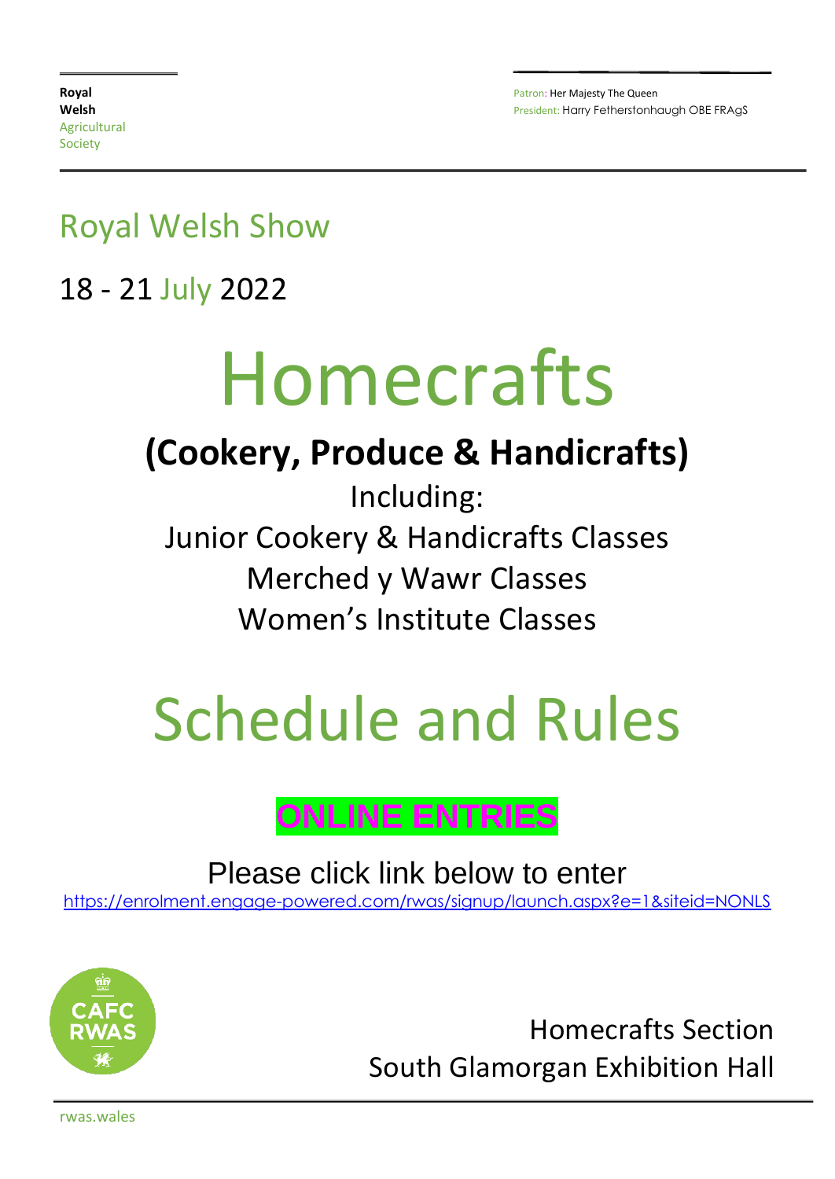**Royal**
**Welsh**
Agricultural
Society

Patron: Her Majesty The Queen
President: Harry Fetherstonhaugh OBE FRAgS

## Royal Welsh Show

18 - 21 July 2022

# Homecrafts

**(Cookery, Produce & Handicrafts)**

Including:
Junior Cookery & Handicrafts Classes
Merched y Wawr Classes
Women's Institute Classes

# Schedule and Rules

**ONLINE ENTRIES**

Please click link below to enter
https://enrolment.engage-powered.com/rwas/signup/launch.aspx?e=1&siteid=NONLS

CAFC RWAS

Homecrafts Section
South Glamorgan Exhibition Hall

rwas.wales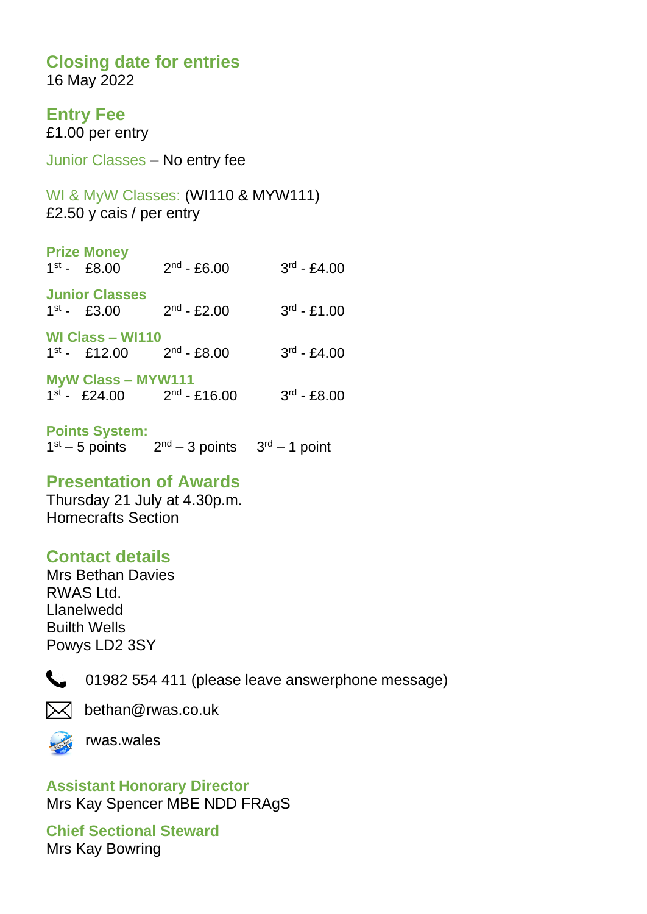## Closing date for entries

16 May 2022

## Entry Fee

£1.00 per entry

Junior Classes – No entry fee

WI & MyW Classes: (WI110 & MYW111)
£2.50 y cais / per entry

### Prize Money

1st - £8.00 2nd - £6.00 3rd - £4.00

### Junior Classes

1st - £3.00 2nd - £2.00 3rd - £1.00

### WI Class – WI110

1st - £12.00 2nd - £8.00 3rd - £4.00

### MyW Class – MYW111

1st - £24.00 2nd - £16.00 3rd - £8.00

### Points System:

1st – 5 points 2nd – 3 points 3rd – 1 point

## Presentation of Awards

Thursday 21 July at 4.30p.m.
Homecrafts Section

## Contact details

Mrs Bethan Davies
RWAS Ltd.
Llanelwedd
Builth Wells
Powys LD2 3SY

01982 554 411 (please leave answerphone message)

bethan@rwas.co.uk

rwas.wales

### Assistant Honorary Director

Mrs Kay Spencer MBE NDD FRAgS

### Chief Sectional Steward

Mrs Kay Bowring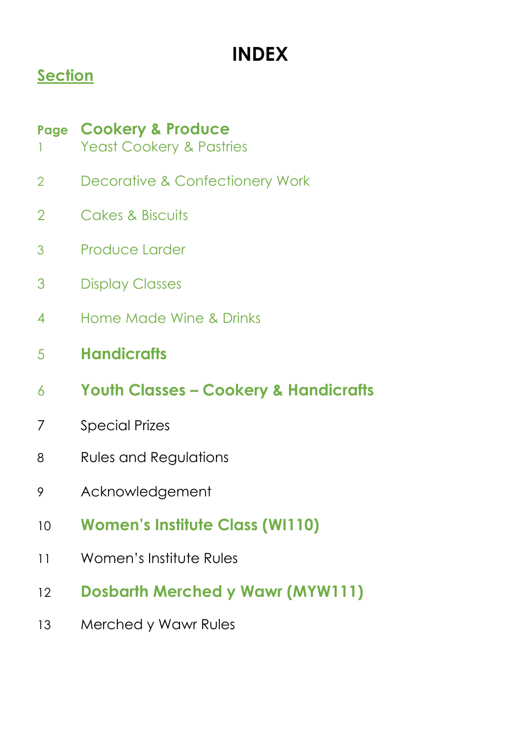# INDEX

## Section

| Page | Section |
|---|---|
|  | **Cookery & Produce** |
| 1 | Yeast Cookery & Pastries |
| 2 | Decorative & Confectionery Work |
| 2 | Cakes & Biscuits |
| 3 | Produce Larder |
| 3 | Display Classes |
| 4 | Home Made Wine & Drinks |
| 5 | **Handicrafts** |
| 6 | **Youth Classes – Cookery & Handicrafts** |
| 7 | Special Prizes |
| 8 | Rules and Regulations |
| 9 | Acknowledgement |
| 10 | **Women's Institute Class (WI110)** |
| 11 | Women's Institute Rules |
| 12 | **Dosbarth Merched y Wawr (MYW111)** |
| 13 | Merched y Wawr Rules |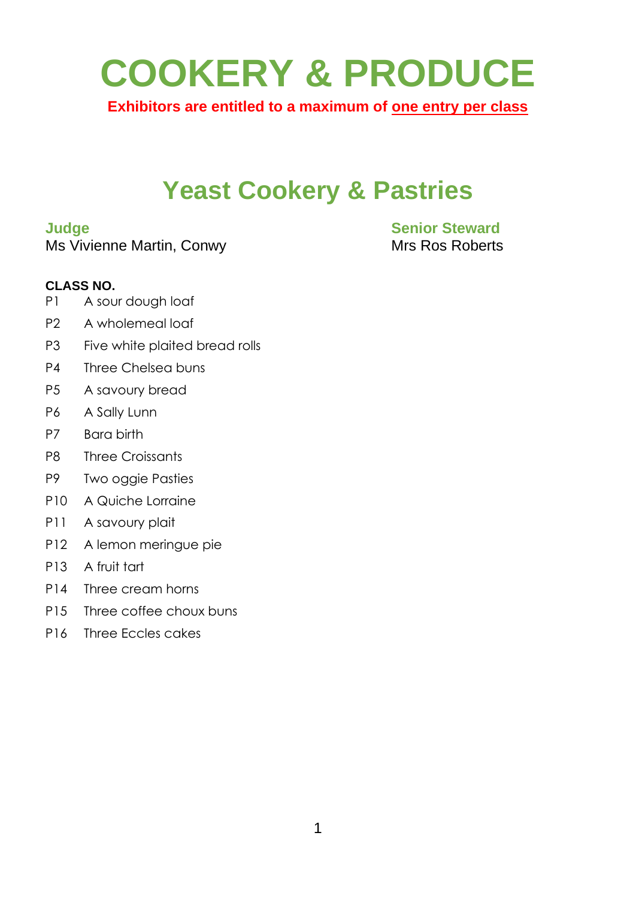# COOKERY & PRODUCE

**Exhibitors are entitled to a maximum of <u>one entry per class</u>**

## Yeast Cookery & Pastries

**Judge**
Ms Vivienne Martin, Conwy

**Senior Steward**
Mrs Ros Roberts

**CLASS NO.**

| | |
|---|---|
| P1 | A sour dough loaf |
| P2 | A wholemeal loaf |
| P3 | Five white plaited bread rolls |
| P4 | Three Chelsea buns |
| P5 | A savoury bread |
| P6 | A Sally Lunn |
| P7 | Bara birth |
| P8 | Three Croissants |
| P9 | Two oggie Pasties |
| P10 | A Quiche Lorraine |
| P11 | A savoury plait |
| P12 | A lemon meringue pie |
| P13 | A fruit tart |
| P14 | Three cream horns |
| P15 | Three coffee choux buns |
| P16 | Three Eccles cakes |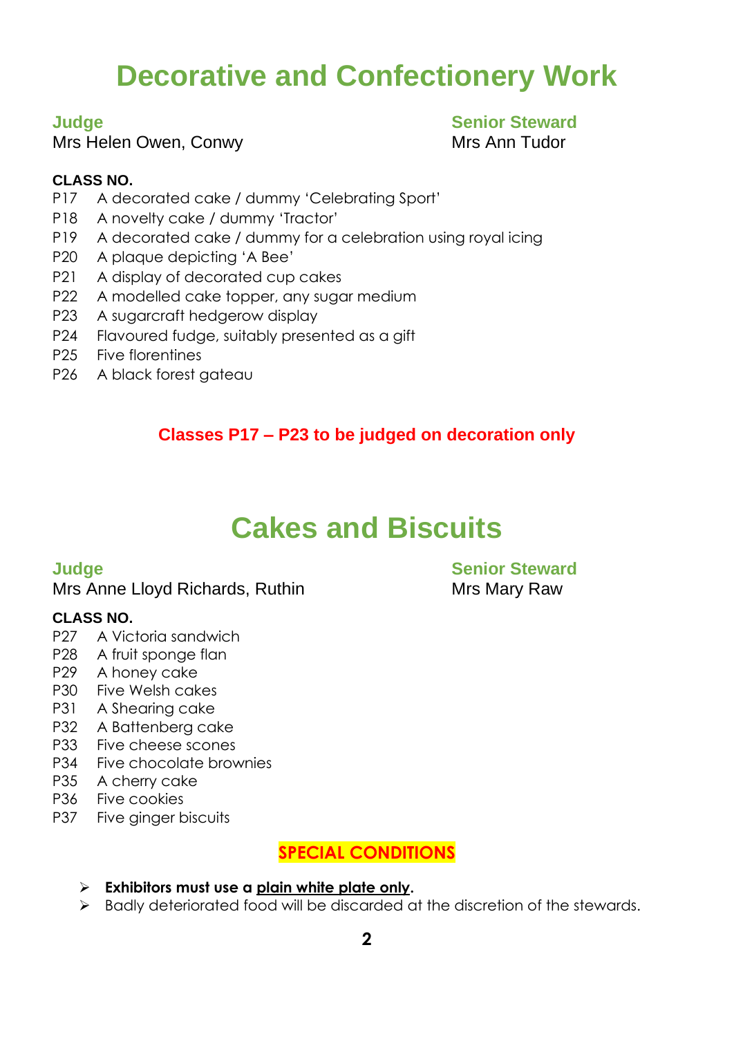# Decorative and Confectionery Work

**Judge**
Mrs Helen Owen, Conwy

**Senior Steward**
Mrs Ann Tudor

**CLASS NO.**

P17 A decorated cake / dummy 'Celebrating Sport'
P18 A novelty cake / dummy 'Tractor'
P19 A decorated cake / dummy for a celebration using royal icing
P20 A plaque depicting 'A Bee'
P21 A display of decorated cup cakes
P22 A modelled cake topper, any sugar medium
P23 A sugarcraft hedgerow display
P24 Flavoured fudge, suitably presented as a gift
P25 Five florentines
P26 A black forest gateau

**Classes P17 – P23 to be judged on decoration only**

# Cakes and Biscuits

**Judge**
Mrs Anne Lloyd Richards, Ruthin

**Senior Steward**
Mrs Mary Raw

**CLASS NO.**

P27 A Victoria sandwich
P28 A fruit sponge flan
P29 A honey cake
P30 Five Welsh cakes
P31 A Shearing cake
P32 A Battenberg cake
P33 Five cheese scones
P34 Five chocolate brownies
P35 A cherry cake
P36 Five cookies
P37 Five ginger biscuits

**SPECIAL CONDITIONS**

- **Exhibitors must use a plain white plate only.**
- Badly deteriorated food will be discarded at the discretion of the stewards.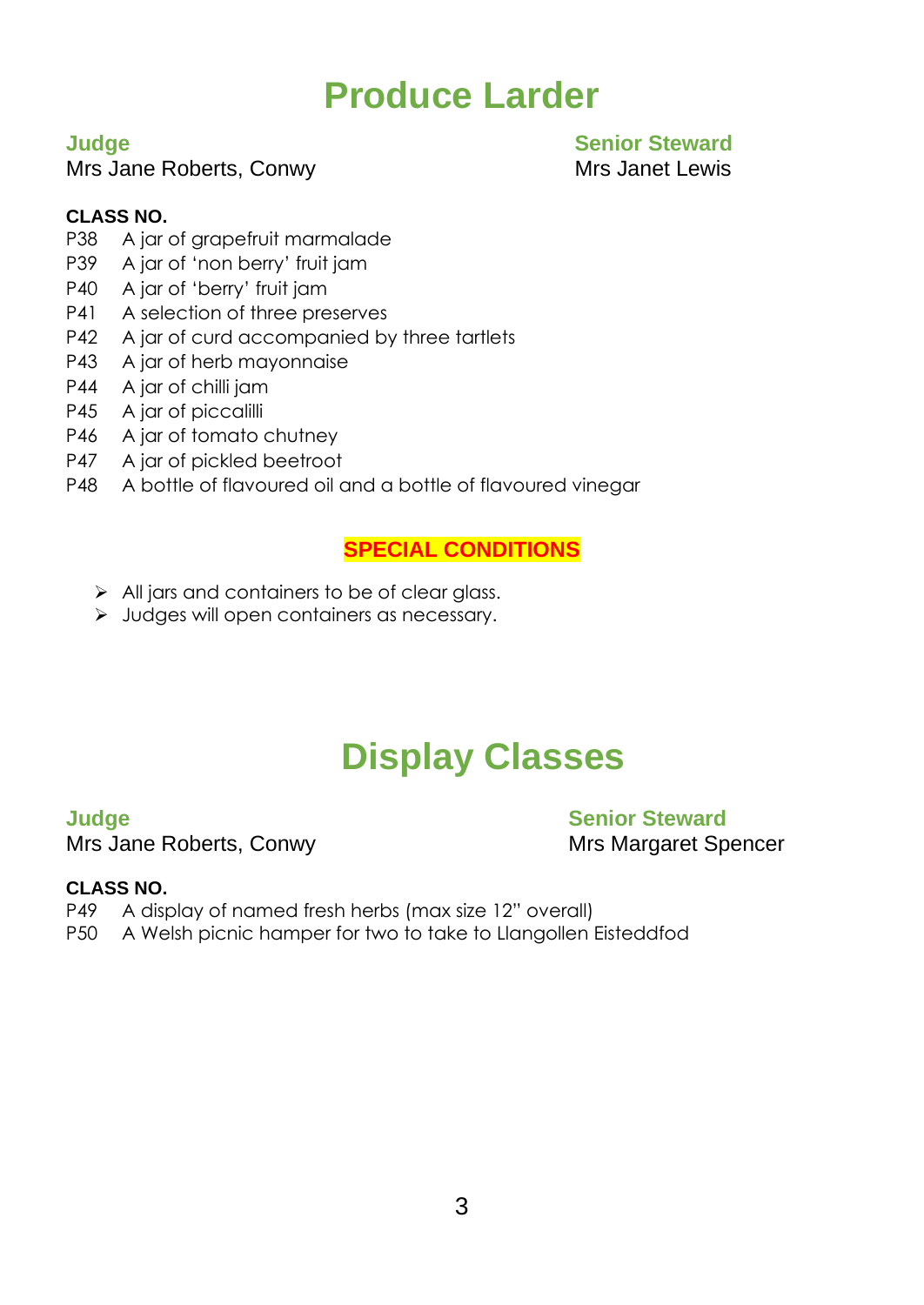# Produce Larder

**Judge**
Mrs Jane Roberts, Conwy

**Senior Steward**
Mrs Janet Lewis

**CLASS NO.**

P38 A jar of grapefruit marmalade
P39 A jar of 'non berry' fruit jam
P40 A jar of 'berry' fruit jam
P41 A selection of three preserves
P42 A jar of curd accompanied by three tartlets
P43 A jar of herb mayonnaise
P44 A jar of chilli jam
P45 A jar of piccalilli
P46 A jar of tomato chutney
P47 A jar of pickled beetroot
P48 A bottle of flavoured oil and a bottle of flavoured vinegar

**SPECIAL CONDITIONS**

- All jars and containers to be of clear glass.
- Judges will open containers as necessary.

# Display Classes

**Judge**
Mrs Jane Roberts, Conwy

**Senior Steward**
Mrs Margaret Spencer

**CLASS NO.**

P49 A display of named fresh herbs (max size 12" overall)
P50 A Welsh picnic hamper for two to take to Llangollen Eisteddfod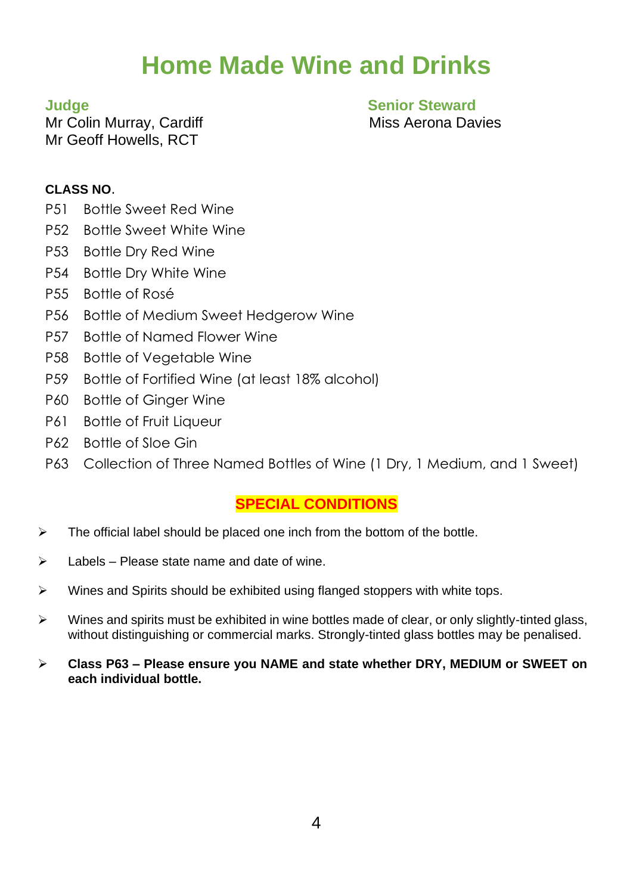# Home Made Wine and Drinks

**Judge**
Mr Colin Murray, Cardiff
Mr Geoff Howells, RCT

**Senior Steward**
Miss Aerona Davies

**CLASS NO.**

P51 Bottle Sweet Red Wine
P52 Bottle Sweet White Wine
P53 Bottle Dry Red Wine
P54 Bottle Dry White Wine
P55 Bottle of Rosé
P56 Bottle of Medium Sweet Hedgerow Wine
P57 Bottle of Named Flower Wine
P58 Bottle of Vegetable Wine
P59 Bottle of Fortified Wine (at least 18% alcohol)
P60 Bottle of Ginger Wine
P61 Bottle of Fruit Liqueur
P62 Bottle of Sloe Gin
P63 Collection of Three Named Bottles of Wine (1 Dry, 1 Medium, and 1 Sweet)

## SPECIAL CONDITIONS

- The official label should be placed one inch from the bottom of the bottle.
- Labels – Please state name and date of wine.
- Wines and Spirits should be exhibited using flanged stoppers with white tops.
- Wines and spirits must be exhibited in wine bottles made of clear, or only slightly-tinted glass, without distinguishing or commercial marks. Strongly-tinted glass bottles may be penalised.
- **Class P63 – Please ensure you NAME and state whether DRY, MEDIUM or SWEET on each individual bottle.**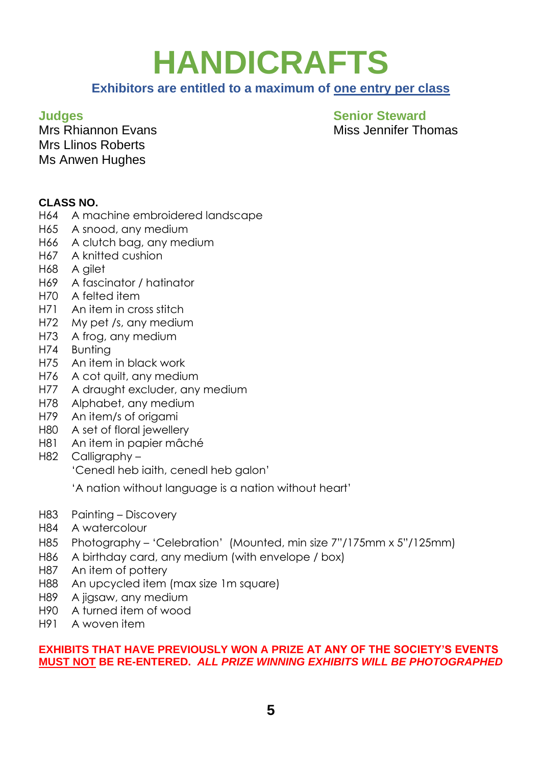# HANDICRAFTS

**Exhibitors are entitled to a maximum of one entry per class**

**Judges**
Mrs Rhiannon Evans
Mrs Llinos Roberts
Ms Anwen Hughes

**Senior Steward**
Miss Jennifer Thomas

**CLASS NO.**

H64 A machine embroidered landscape
H65 A snood, any medium
H66 A clutch bag, any medium
H67 A knitted cushion
H68 A gilet
H69 A fascinator / hatinator
H70 A felted item
H71 An item in cross stitch
H72 My pet /s, any medium
H73 A frog, any medium
H74 Bunting
H75 An item in black work
H76 A cot quilt, any medium
H77 A draught excluder, any medium
H78 Alphabet, any medium
H79 An item/s of origami
H80 A set of floral jewellery
H81 An item in papier mâché
H82 Calligraphy –
'Cenedl heb iaith, cenedl heb galon'

'A nation without language is a nation without heart'

H83 Painting – Discovery
H84 A watercolour
H85 Photography – 'Celebration' (Mounted, min size 7"/175mm x 5"/125mm)
H86 A birthday card, any medium (with envelope / box)
H87 An item of pottery
H88 An upcycled item (max size 1m square)
H89 A jigsaw, any medium
H90 A turned item of wood
H91 A woven item

**EXHIBITS THAT HAVE PREVIOUSLY WON A PRIZE AT ANY OF THE SOCIETY'S EVENTS MUST NOT BE RE-ENTERED. *ALL PRIZE WINNING EXHIBITS WILL BE PHOTOGRAPHED***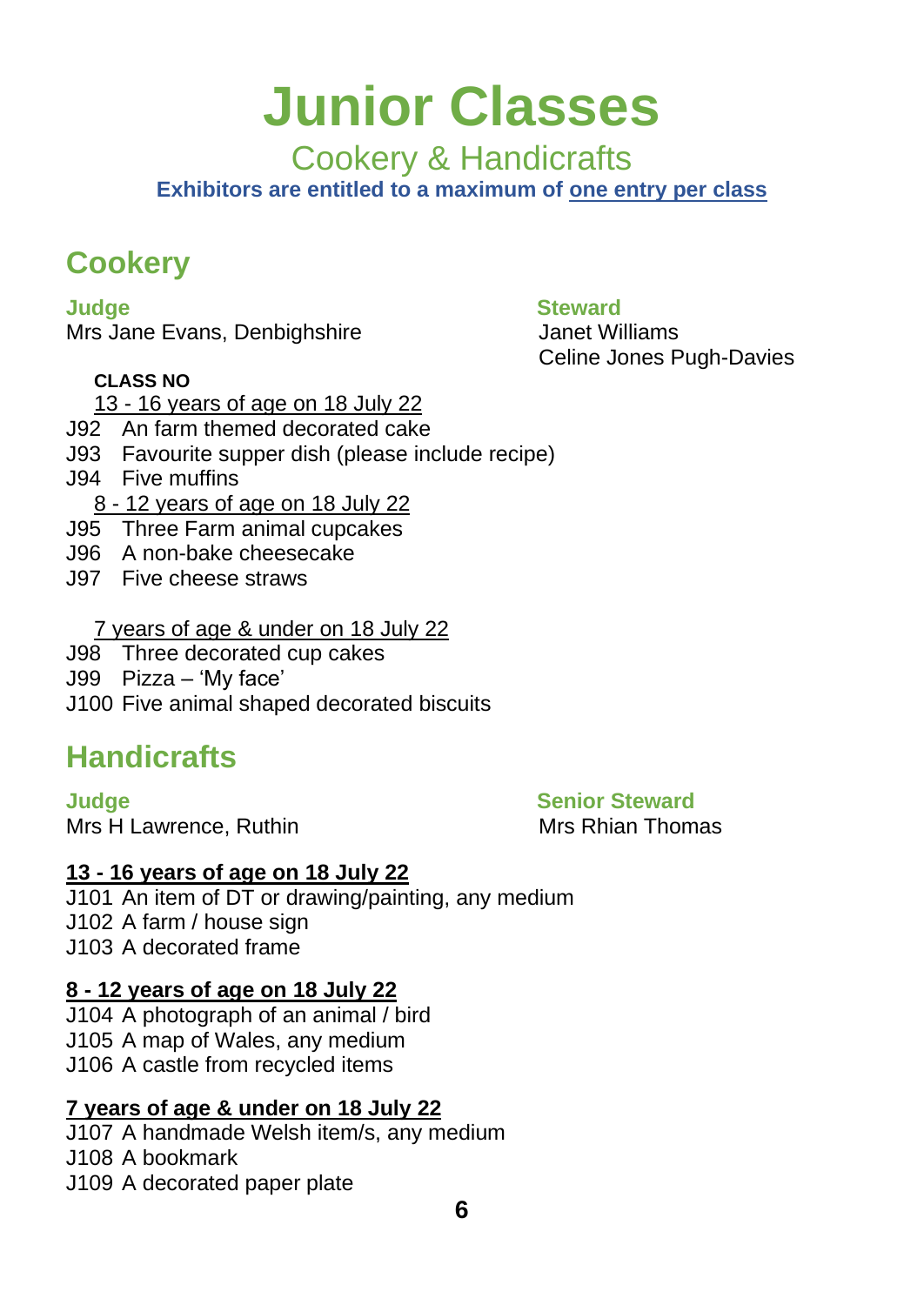# Junior Classes

## Cookery & Handicrafts

**Exhibitors are entitled to a maximum of <u>one entry per class</u>**

## Cookery

**Judge**
Mrs Jane Evans, Denbighshire

**Steward**
Janet Williams
Celine Jones Pugh-Davies

**CLASS NO**

<u>13 - 16 years of age on 18 July 22</u>

J92 An farm themed decorated cake
J93 Favourite supper dish (please include recipe)
J94 Five muffins

<u>8 - 12 years of age on 18 July 22</u>

J95 Three Farm animal cupcakes
J96 A non-bake cheesecake
J97 Five cheese straws

<u>7 years of age & under on 18 July 22</u>

J98 Three decorated cup cakes
J99 Pizza – 'My face'
J100 Five animal shaped decorated biscuits

## Handicrafts

**Judge**
Mrs H Lawrence, Ruthin

**Senior Steward**
Mrs Rhian Thomas

**<u>13 - 16 years of age on 18 July 22</u>**

J101 An item of DT or drawing/painting, any medium
J102 A farm / house sign
J103 A decorated frame

**<u>8 - 12 years of age on 18 July 22</u>**

J104 A photograph of an animal / bird
J105 A map of Wales, any medium
J106 A castle from recycled items

**<u>7 years of age & under on 18 July 22</u>**

J107 A handmade Welsh item/s, any medium
J108 A bookmark
J109 A decorated paper plate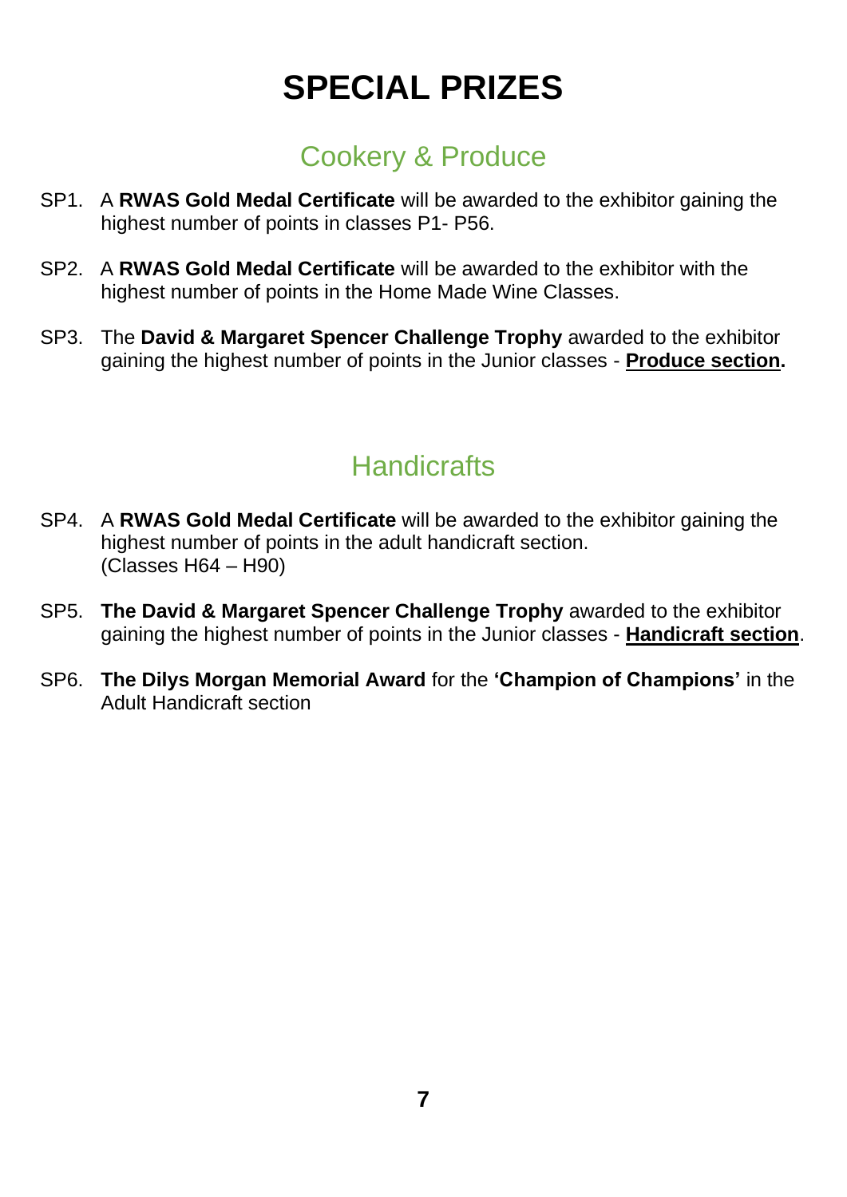# SPECIAL PRIZES

## Cookery & Produce

SP1. A **RWAS Gold Medal Certificate** will be awarded to the exhibitor gaining the highest number of points in classes P1- P56.

SP2. A **RWAS Gold Medal Certificate** will be awarded to the exhibitor with the highest number of points in the Home Made Wine Classes.

SP3. The **David & Margaret Spencer Challenge Trophy** awarded to the exhibitor gaining the highest number of points in the Junior classes - <u>**Produce section**</u>**.**

## Handicrafts

SP4. A **RWAS Gold Medal Certificate** will be awarded to the exhibitor gaining the highest number of points in the adult handicraft section.
(Classes H64 – H90)

SP5. **The David & Margaret Spencer Challenge Trophy** awarded to the exhibitor gaining the highest number of points in the Junior classes - <u>**Handicraft section**</u>.

SP6. **The Dilys Morgan Memorial Award** for the **'Champion of Champions'** in the Adult Handicraft section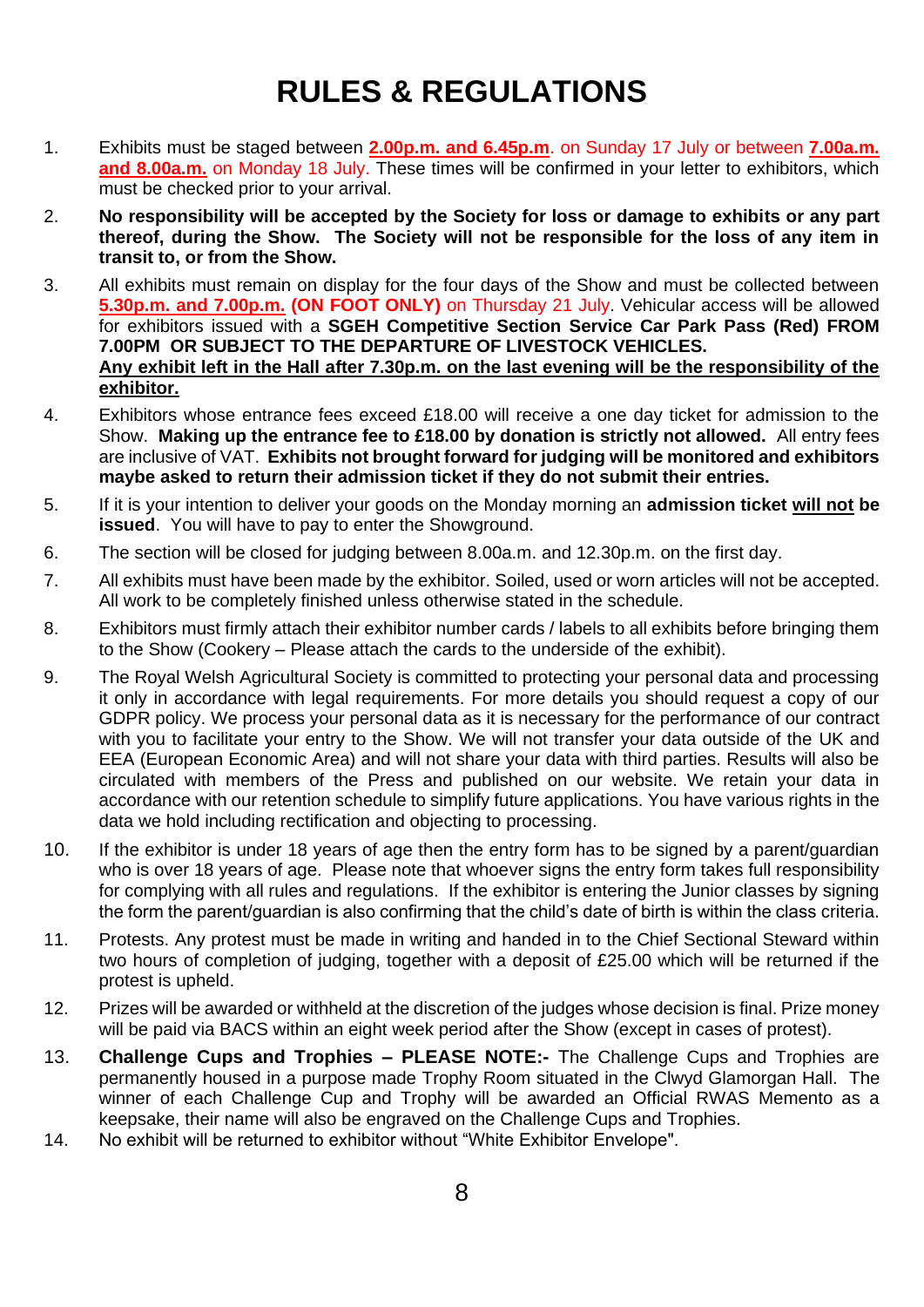# RULES & REGULATIONS

1. Exhibits must be staged between **2.00p.m. and 6.45p.m**. on Sunday 17 July or between **7.00a.m. and 8.00a.m.** on Monday 18 July. These times will be confirmed in your letter to exhibitors, which must be checked prior to your arrival.

2. **No responsibility will be accepted by the Society for loss or damage to exhibits or any part thereof, during the Show. The Society will not be responsible for the loss of any item in transit to, or from the Show.**

3. All exhibits must remain on display for the four days of the Show and must be collected between **5.30p.m. and 7.00p.m.** **(ON FOOT ONLY)** on Thursday 21 July. Vehicular access will be allowed for exhibitors issued with a **SGEH Competitive Section Service Car Park Pass (Red) FROM 7.00PM OR SUBJECT TO THE DEPARTURE OF LIVESTOCK VEHICLES.**
**Any exhibit left in the Hall after 7.30p.m. on the last evening will be the responsibility of the exhibitor.**

4. Exhibitors whose entrance fees exceed £18.00 will receive a one day ticket for admission to the Show. **Making up the entrance fee to £18.00 by donation is strictly not allowed.** All entry fees are inclusive of VAT. **Exhibits not brought forward for judging will be monitored and exhibitors maybe asked to return their admission ticket if they do not submit their entries.**

5. If it is your intention to deliver your goods on the Monday morning an **admission ticket will not be issued**. You will have to pay to enter the Showground.

6. The section will be closed for judging between 8.00a.m. and 12.30p.m. on the first day.

7. All exhibits must have been made by the exhibitor. Soiled, used or worn articles will not be accepted. All work to be completely finished unless otherwise stated in the schedule.

8. Exhibitors must firmly attach their exhibitor number cards / labels to all exhibits before bringing them to the Show (Cookery – Please attach the cards to the underside of the exhibit).

9. The Royal Welsh Agricultural Society is committed to protecting your personal data and processing it only in accordance with legal requirements. For more details you should request a copy of our GDPR policy. We process your personal data as it is necessary for the performance of our contract with you to facilitate your entry to the Show. We will not transfer your data outside of the UK and EEA (European Economic Area) and will not share your data with third parties. Results will also be circulated with members of the Press and published on our website. We retain your data in accordance with our retention schedule to simplify future applications. You have various rights in the data we hold including rectification and objecting to processing.

10. If the exhibitor is under 18 years of age then the entry form has to be signed by a parent/guardian who is over 18 years of age. Please note that whoever signs the entry form takes full responsibility for complying with all rules and regulations. If the exhibitor is entering the Junior classes by signing the form the parent/guardian is also confirming that the child's date of birth is within the class criteria.

11. Protests. Any protest must be made in writing and handed in to the Chief Sectional Steward within two hours of completion of judging, together with a deposit of £25.00 which will be returned if the protest is upheld.

12. Prizes will be awarded or withheld at the discretion of the judges whose decision is final. Prize money will be paid via BACS within an eight week period after the Show (except in cases of protest).

13. **Challenge Cups and Trophies – PLEASE NOTE:-** The Challenge Cups and Trophies are permanently housed in a purpose made Trophy Room situated in the Clwyd Glamorgan Hall. The winner of each Challenge Cup and Trophy will be awarded an Official RWAS Memento as a keepsake, their name will also be engraved on the Challenge Cups and Trophies.

14. No exhibit will be returned to exhibitor without "White Exhibitor Envelope".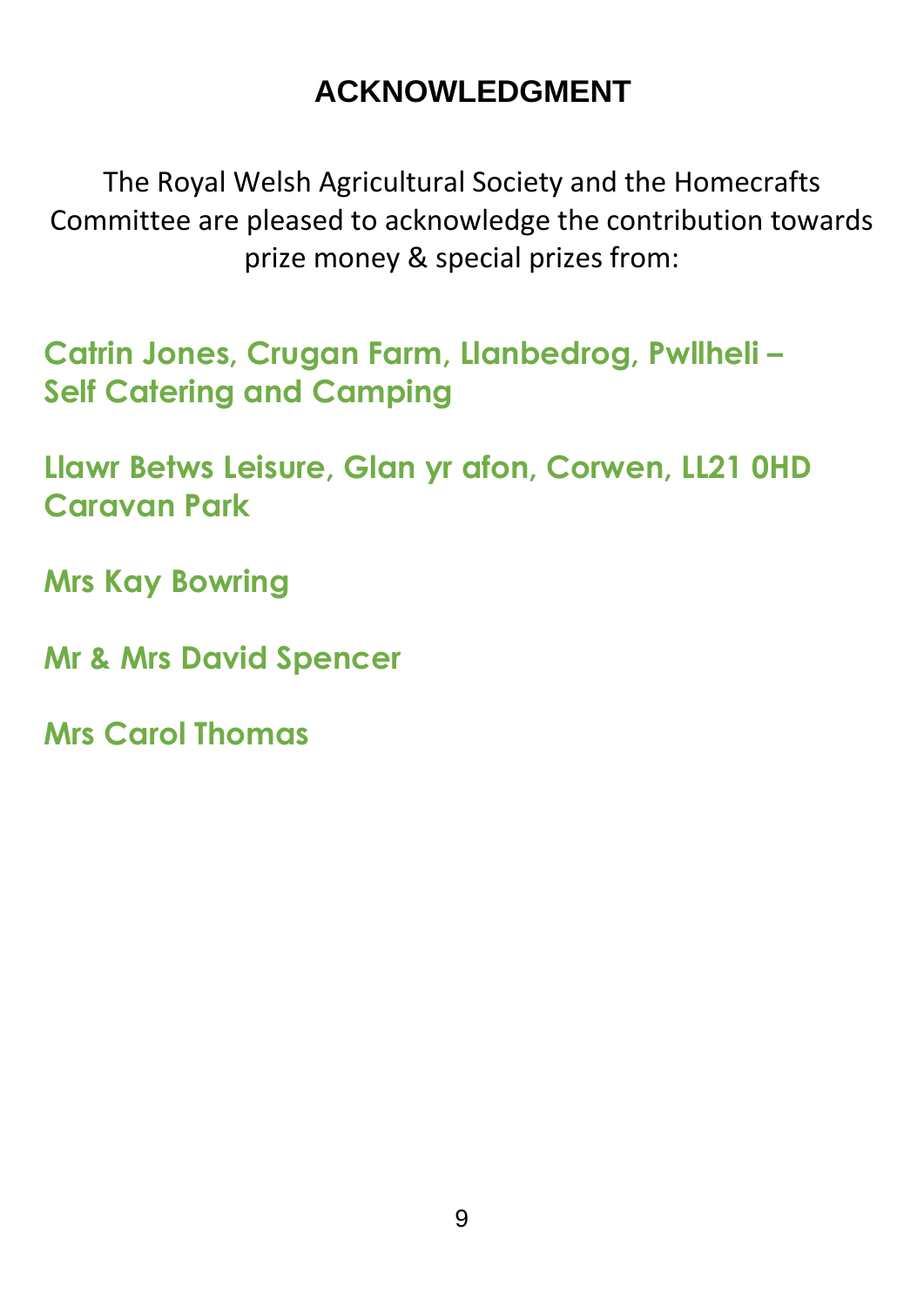# ACKNOWLEDGMENT

The Royal Welsh Agricultural Society and the Homecrafts Committee are pleased to acknowledge the contribution towards prize money & special prizes from:

**Catrin Jones, Crugan Farm, Llanbedrog, Pwllheli – Self Catering and Camping**

**Llawr Betws Leisure, Glan yr afon, Corwen, LL21 0HD Caravan Park**

**Mrs Kay Bowring**

**Mr & Mrs David Spencer**

**Mrs Carol Thomas**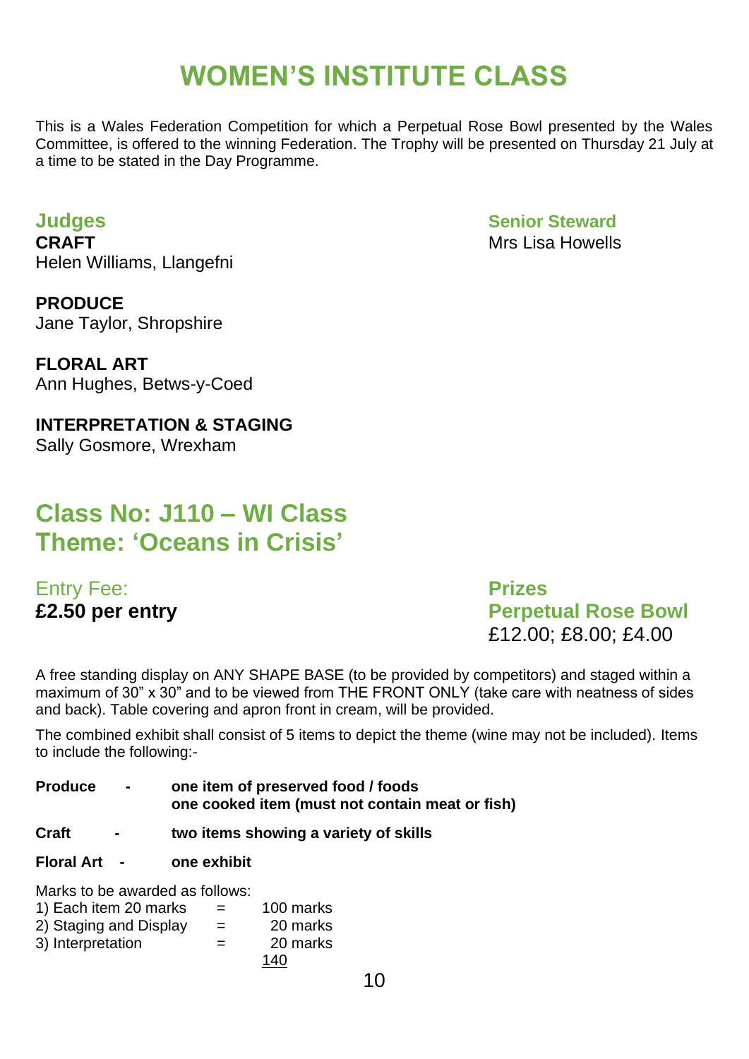# WOMEN'S INSTITUTE CLASS

This is a Wales Federation Competition for which a Perpetual Rose Bowl presented by the Wales Committee, is offered to the winning Federation. The Trophy will be presented on Thursday 21 July at a time to be stated in the Day Programme.

## Judges

**CRAFT**
Helen Williams, Llangefni

**PRODUCE**
Jane Taylor, Shropshire

**FLORAL ART**
Ann Hughes, Betws-y-Coed

**INTERPRETATION & STAGING**
Sally Gosmore, Wrexham

## Senior Steward

Mrs Lisa Howells

## Class No: J110 – WI Class
## Theme: 'Oceans in Crisis'

Entry Fee:
**£2.50 per entry**

**Prizes**
**Perpetual Rose Bowl**
£12.00; £8.00; £4.00

A free standing display on ANY SHAPE BASE (to be provided by competitors) and staged within a maximum of 30" x 30" and to be viewed from THE FRONT ONLY (take care with neatness of sides and back). Table covering and apron front in cream, will be provided.

The combined exhibit shall consist of 5 items to depict the theme (wine may not be included). Items to include the following:-

**Produce** - **one item of preserved food / foods**
**one cooked item (must not contain meat or fish)**

**Craft** - **two items showing a variety of skills**

**Floral Art** - **one exhibit**

Marks to be awarded as follows:

| | | |
|---|---|---|
| 1) Each item 20 marks | = | 100 marks |
| 2) Staging and Display | = | 20 marks |
| 3) Interpretation | = | 20 marks |
| | | 140 |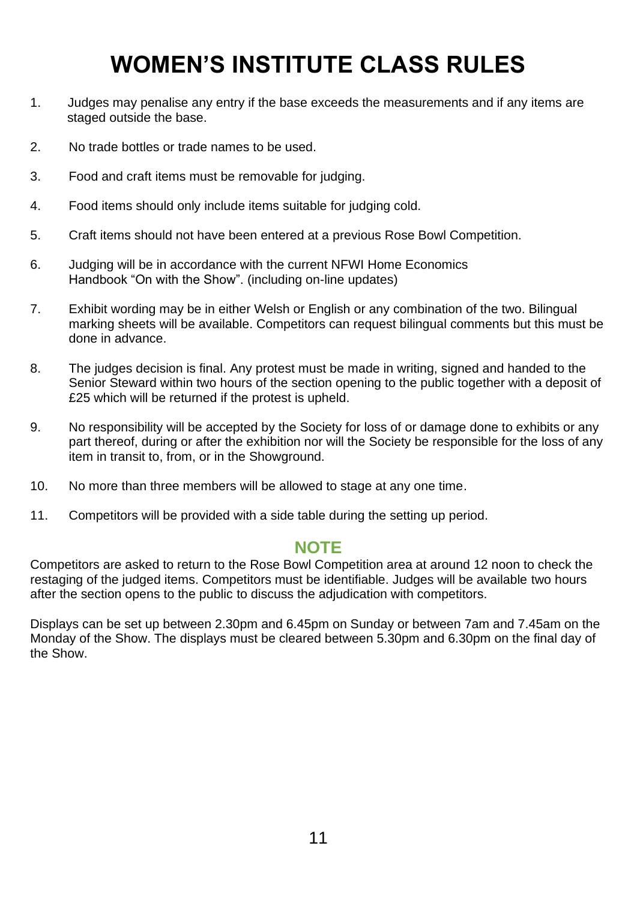# WOMEN'S INSTITUTE CLASS RULES

1. Judges may penalise any entry if the base exceeds the measurements and if any items are staged outside the base.
2. No trade bottles or trade names to be used.
3. Food and craft items must be removable for judging.
4. Food items should only include items suitable for judging cold.
5. Craft items should not have been entered at a previous Rose Bowl Competition.
6. Judging will be in accordance with the current NFWI Home Economics Handbook "On with the Show". (including on-line updates)
7. Exhibit wording may be in either Welsh or English or any combination of the two. Bilingual marking sheets will be available. Competitors can request bilingual comments but this must be done in advance.
8. The judges decision is final. Any protest must be made in writing, signed and handed to the Senior Steward within two hours of the section opening to the public together with a deposit of £25 which will be returned if the protest is upheld.
9. No responsibility will be accepted by the Society for loss of or damage done to exhibits or any part thereof, during or after the exhibition nor will the Society be responsible for the loss of any item in transit to, from, or in the Showground.
10. No more than three members will be allowed to stage at any one time.
11. Competitors will be provided with a side table during the setting up period.

## NOTE

Competitors are asked to return to the Rose Bowl Competition area at around 12 noon to check the restaging of the judged items. Competitors must be identifiable. Judges will be available two hours after the section opens to the public to discuss the adjudication with competitors.

Displays can be set up between 2.30pm and 6.45pm on Sunday or between 7am and 7.45am on the Monday of the Show. The displays must be cleared between 5.30pm and 6.30pm on the final day of the Show.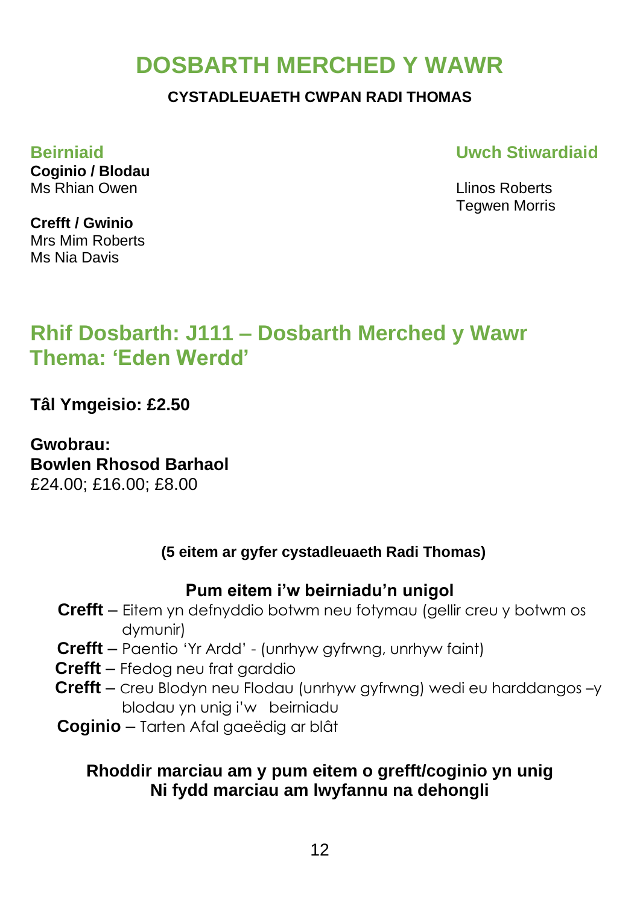# DOSBARTH MERCHED Y WAWR

**CYSTADLEUAETH CWPAN RADI THOMAS**

### Beirniaid

**Coginio / Blodau**
Ms Rhian Owen

**Crefft / Gwinio**
Mrs Mim Roberts
Ms Nia Davis

### Uwch Stiwardiaid

Llinos Roberts
Tegwen Morris

## Rhif Dosbarth: J111 – Dosbarth Merched y Wawr
## Thema: 'Eden Werdd'

**Tâl Ymgeisio: £2.50**

**Gwobrau:**
**Bowlen Rhosod Barhaol**
£24.00; £16.00; £8.00

**(5 eitem ar gyfer cystadleuaeth Radi Thomas)**

**Pum eitem i'w beirniadu'n unigol**

- **Crefft** – Eitem yn defnyddio botwm neu fotymau (gellir creu y botwm os dymunir)
- **Crefft** – Paentio 'Yr Ardd' - (unrhyw gyfrwng, unrhyw faint)
- **Crefft** – Ffedog neu frat garddio
- **Crefft** – Creu Blodyn neu Flodau (unrhyw gyfrwng) wedi eu harddangos –y blodau yn unig i'w beirniadu
- **Coginio** – Tarten Afal gaeëdig ar blât

**Rhoddir marciau am y pum eitem o grefft/coginio yn unig**
**Ni fydd marciau am lwyfannu na dehongli**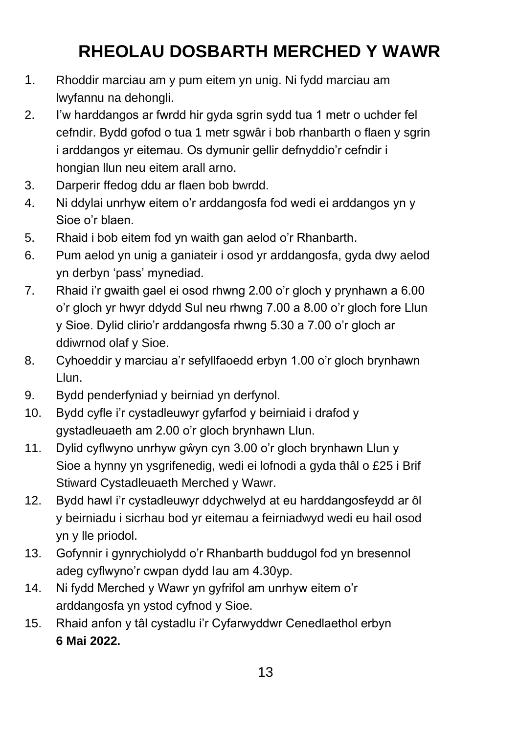# RHEOLAU DOSBARTH MERCHED Y WAWR

1. Rhoddir marciau am y pum eitem yn unig. Ni fydd marciau am lwyfannu na dehongli.
2. I'w harddangos ar fwrdd hir gyda sgrin sydd tua 1 metr o uchder fel cefndir. Bydd gofod o tua 1 metr sgwâr i bob rhanbarth o flaen y sgrin i arddangos yr eitemau. Os dymunir gellir defnyddio'r cefndir i hongian llun neu eitem arall arno.
3. Darperir ffedog ddu ar flaen bob bwrdd.
4. Ni ddylai unrhyw eitem o'r arddangosfa fod wedi ei arddangos yn y Sioe o'r blaen.
5. Rhaid i bob eitem fod yn waith gan aelod o'r Rhanbarth.
6. Pum aelod yn unig a ganiateir i osod yr arddangosfa, gyda dwy aelod yn derbyn 'pass' mynediad.
7. Rhaid i'r gwaith gael ei osod rhwng 2.00 o'r gloch y prynhawn a 6.00 o'r gloch yr hwyr ddydd Sul neu rhwng 7.00 a 8.00 o'r gloch fore Llun y Sioe. Dylid clirio'r arddangosfa rhwng 5.30 a 7.00 o'r gloch ar ddiwrnod olaf y Sioe.
8. Cyhoeddir y marciau a'r sefyllfaoedd erbyn 1.00 o'r gloch brynhawn Llun.
9. Bydd penderfyniad y beirniad yn derfynol.
10. Bydd cyfle i'r cystadleuwyr gyfarfod y beirniaid i drafod y gystadleuaeth am 2.00 o'r gloch brynhawn Llun.
11. Dylid cyflwyno unrhyw gŵyn cyn 3.00 o'r gloch brynhawn Llun y Sioe a hynny yn ysgrifenedig, wedi ei lofnodi a gyda thâl o £25 i Brif Stiward Cystadleuaeth Merched y Wawr.
12. Bydd hawl i'r cystadleuwyr ddychwelyd at eu harddangosfeydd ar ôl y beirniadu i sicrhau bod yr eitemau a feirniadwyd wedi eu hail osod yn y lle priodol.
13. Gofynnir i gynrychiolydd o'r Rhanbarth buddugol fod yn bresennol adeg cyflwyno'r cwpan dydd Iau am 4.30yp.
14. Ni fydd Merched y Wawr yn gyfrifol am unrhyw eitem o'r arddangosfa yn ystod cyfnod y Sioe.
15. Rhaid anfon y tâl cystadlu i'r Cyfarwyddwr Cenedlaethol erbyn **6 Mai 2022.**